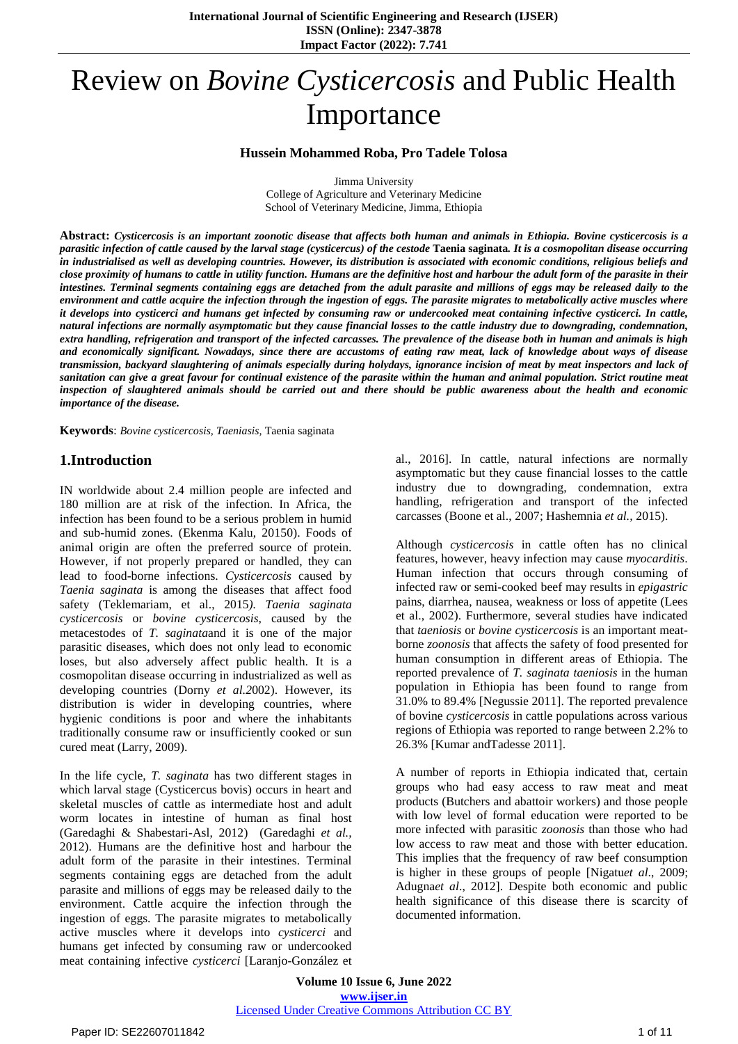# Review on *Bovine Cysticercosis* and Public Health Importance

**Hussein Mohammed Roba, Pro Tadele Tolosa**

Jimma University
College of Agriculture and Veterinary Medicine
School of Veterinary Medicine, Jimma, Ethiopia

**Abstract:** ***Cysticercosis is an important zoonotic disease that affects both human and animals in Ethiopia. Bovine cysticercosis is a parasitic infection of cattle caused by the larval stage (cysticercus) of the cestode*** **Taenia saginata*****. It is a cosmopolitan disease occurring in industrialised as well as developing countries. However, its distribution is associated with economic conditions, religious beliefs and close proximity of humans to cattle in utility function. Humans are the definitive host and harbour the adult form of the parasite in their intestines. Terminal segments containing eggs are detached from the adult parasite and millions of eggs may be released daily to the environment and cattle acquire the infection through the ingestion of eggs. The parasite migrates to metabolically active muscles where it develops into cysticerci and humans get infected by consuming raw or undercooked meat containing infective cysticerci. In cattle, natural infections are normally asymptomatic but they cause financial losses to the cattle industry due to downgrading, condemnation, extra handling, refrigeration and transport of the infected carcasses. The prevalence of the disease both in human and animals is high and economically significant. Nowadays, since there are accustoms of eating raw meat, lack of knowledge about ways of disease transmission, backyard slaughtering of animals especially during holydays, ignorance incision of meat by meat inspectors and lack of sanitation can give a great favour for continual existence of the parasite within the human and animal population. Strict routine meat inspection of slaughtered animals should be carried out and there should be public awareness about the health and economic importance of the disease.***

**Keywords**: *Bovine cysticercosis, Taeniasis,* Taenia saginata

## 1. Introduction

IN worldwide about 2.4 million people are infected and 180 million are at risk of the infection. In Africa, the infection has been found to be a serious problem in humid and sub-humid zones. (Ekenma Kalu, 20150). Foods of animal origin are often the preferred source of protein. However, if not properly prepared or handled, they can lead to food-borne infections. *Cysticercosis* caused by *Taenia saginata* is among the diseases that affect food safety (Teklemariam, et al., 2015*). Taenia saginata cysticercosis* or *bovine cysticercosis,* caused by the metacestodes of *T. saginata*and it is one of the major parasitic diseases, which does not only lead to economic loses, but also adversely affect public health. It is a cosmopolitan disease occurring in industrialized as well as developing countries (Dorny *et al.2*002). However, its distribution is wider in developing countries, where hygienic conditions is poor and where the inhabitants traditionally consume raw or insufficiently cooked or sun cured meat (Larry, 2009).

In the life cycle, *T. saginata* has two different stages in which larval stage (Cysticercus bovis) occurs in heart and skeletal muscles of cattle as intermediate host and adult worm locates in intestine of human as final host (Garedaghi & Shabestari-Asl, 2012) (Garedaghi *et al.*, 2012). Humans are the definitive host and harbour the adult form of the parasite in their intestines. Terminal segments containing eggs are detached from the adult parasite and millions of eggs may be released daily to the environment. Cattle acquire the infection through the ingestion of eggs. The parasite migrates to metabolically active muscles where it develops into *cysticerci* and humans get infected by consuming raw or undercooked meat containing infective *cysticerci* [Laranjo-González et al., 2016]. In cattle, natural infections are normally asymptomatic but they cause financial losses to the cattle industry due to downgrading, condemnation, extra handling, refrigeration and transport of the infected carcasses (Boone et al., 2007; Hashemnia *et al.,* 2015).

Although *cysticercosis* in cattle often has no clinical features, however, heavy infection may cause *myocarditis*. Human infection that occurs through consuming of infected raw or semi-cooked beef may results in *epigastric* pains, diarrhea, nausea, weakness or loss of appetite (Lees et al., 2002). Furthermore, several studies have indicated that *taeniosis* or *bovine cysticercosis* is an important meat-borne *zoonosis* that affects the safety of food presented for human consumption in different areas of Ethiopia. The reported prevalence of *T. saginata taeniosis* in the human population in Ethiopia has been found to range from 31.0% to 89.4% [Negussie 2011]. The reported prevalence of bovine *cysticercosis* in cattle populations across various regions of Ethiopia was reported to range between 2.2% to 26.3% [Kumar andTadesse 2011].

A number of reports in Ethiopia indicated that, certain groups who had easy access to raw meat and meat products (Butchers and abattoir workers) and those people with low level of formal education were reported to be more infected with parasitic *zoonosis* than those who had low access to raw meat and those with better education. This implies that the frequency of raw beef consumption is higher in these groups of people [Nigatu*et al*., 2009; Adugna*et al*., 2012]. Despite both economic and public health significance of this disease there is scarcity of documented information.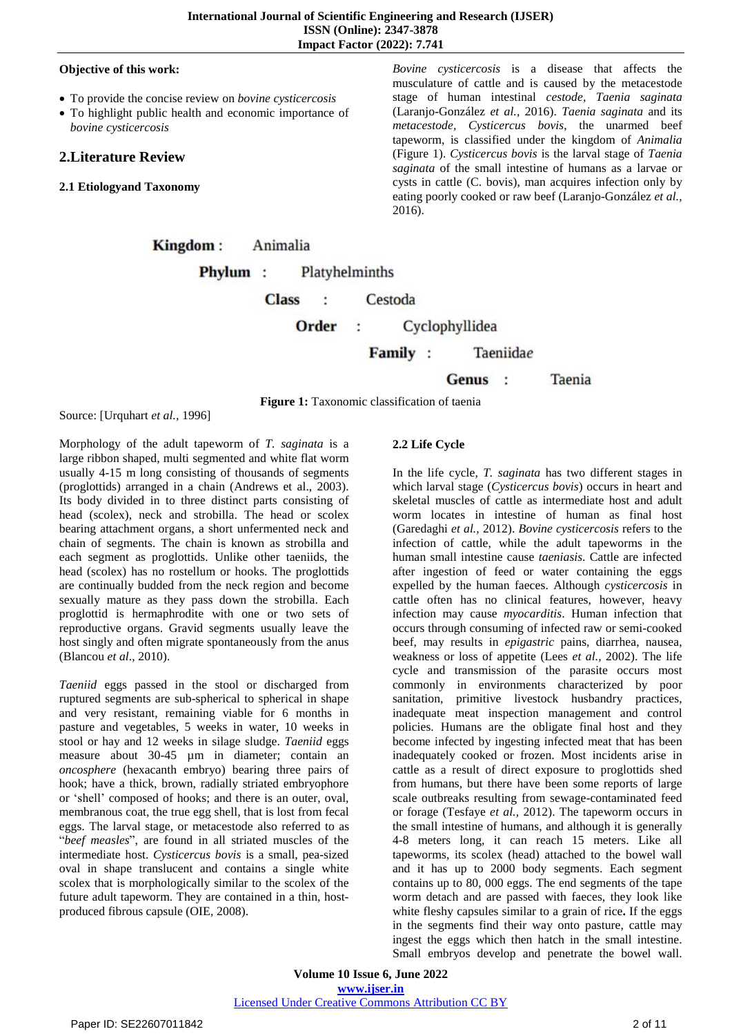**Objective of this work:**

- To provide the concise review on *bovine cysticercosis*
- To highlight public health and economic importance of *bovine cysticercosis*

## 2.Literature Review

### 2.1 Etiologyand Taxonomy

*Bovine cysticercosis* is a disease that affects the musculature of cattle and is caused by the metacestode stage of human intestinal *cestode, Taenia saginata* (Laranjo-González *et al.,* 2016). *Taenia saginata* and its *metacestode*, *Cysticercus bovis*, the unarmed beef tapeworm, is classified under the kingdom of *Animalia* (Figure 1). *Cysticercus bovis* is the larval stage of *Taenia saginata* of the small intestine of humans as a larvae or cysts in cattle (C. bovis), man acquires infection only by eating poorly cooked or raw beef (Laranjo-González *et al.,* 2016).

**Kingdom :** Animalia
**Phylum :** Platyhelminths
**Class :** Cestoda
**Order :** Cyclophyllidea
**Family :** Taeniidae
**Genus :** Taenia

**Figure 1:** Taxonomic classification of taenia

Source: [Urquhart *et al.,* 1996]

Morphology of the adult tapeworm of *T. saginata* is a large ribbon shaped, multi segmented and white flat worm usually 4-15 m long consisting of thousands of segments (proglottids) arranged in a chain (Andrews et al., 2003). Its body divided in to three distinct parts consisting of head (scolex), neck and strobilla. The head or scolex bearing attachment organs, a short unfermented neck and chain of segments. The chain is known as strobilla and each segment as proglottids. Unlike other taeniids, the head (scolex) has no rostellum or hooks. The proglottids are continually budded from the neck region and become sexually mature as they pass down the strobilla. Each proglottid is hermaphrodite with one or two sets of reproductive organs. Gravid segments usually leave the host singly and often migrate spontaneously from the anus (Blancou *et al*., 2010).

*Taeniid* eggs passed in the stool or discharged from ruptured segments are sub-spherical to spherical in shape and very resistant, remaining viable for 6 months in pasture and vegetables, 5 weeks in water, 10 weeks in stool or hay and 12 weeks in silage sludge. *Taeniid* eggs measure about 30-45 µm in diameter; contain an *oncosphere* (hexacanth embryo) bearing three pairs of hook; have a thick, brown, radially striated embryophore or 'shell' composed of hooks; and there is an outer, oval, membranous coat, the true egg shell, that is lost from fecal eggs. The larval stage, or metacestode also referred to as "*beef measles*", are found in all striated muscles of the intermediate host. *Cysticercus bovis* is a small, pea-sized oval in shape translucent and contains a single white scolex that is morphologically similar to the scolex of the future adult tapeworm. They are contained in a thin, host-produced fibrous capsule (OIE, 2008).

### 2.2 Life Cycle

In the life cycle, *T. saginata* has two different stages in which larval stage (*Cysticercus bovis*) occurs in heart and skeletal muscles of cattle as intermediate host and adult worm locates in intestine of human as final host (Garedaghi *et al.,* 2012). *Bovine cysticercosis* refers to the infection of cattle, while the adult tapeworms in the human small intestine cause *taeniasis*. Cattle are infected after ingestion of feed or water containing the eggs expelled by the human faeces. Although *cysticercosis* in cattle often has no clinical features, however, heavy infection may cause *myocarditis*. Human infection that occurs through consuming of infected raw or semi-cooked beef, may results in *epigastric* pains, diarrhea, nausea, weakness or loss of appetite (Lees *et al.,* 2002). The life cycle and transmission of the parasite occurs most commonly in environments characterized by poor sanitation, primitive livestock husbandry practices, inadequate meat inspection management and control policies. Humans are the obligate final host and they become infected by ingesting infected meat that has been inadequately cooked or frozen. Most incidents arise in cattle as a result of direct exposure to proglottids shed from humans, but there have been some reports of large scale outbreaks resulting from sewage-contaminated feed or forage (Tesfaye *et al.,* 2012). The tapeworm occurs in the small intestine of humans, and although it is generally 4-8 meters long, it can reach 15 meters. Like all tapeworms, its scolex (head) attached to the bowel wall and it has up to 2000 body segments. Each segment contains up to 80, 000 eggs. The end segments of the tape worm detach and are passed with faeces, they look like white fleshy capsules similar to a grain of rice**.** If the eggs in the segments find their way onto pasture, cattle may ingest the eggs which then hatch in the small intestine. Small embryos develop and penetrate the bowel wall.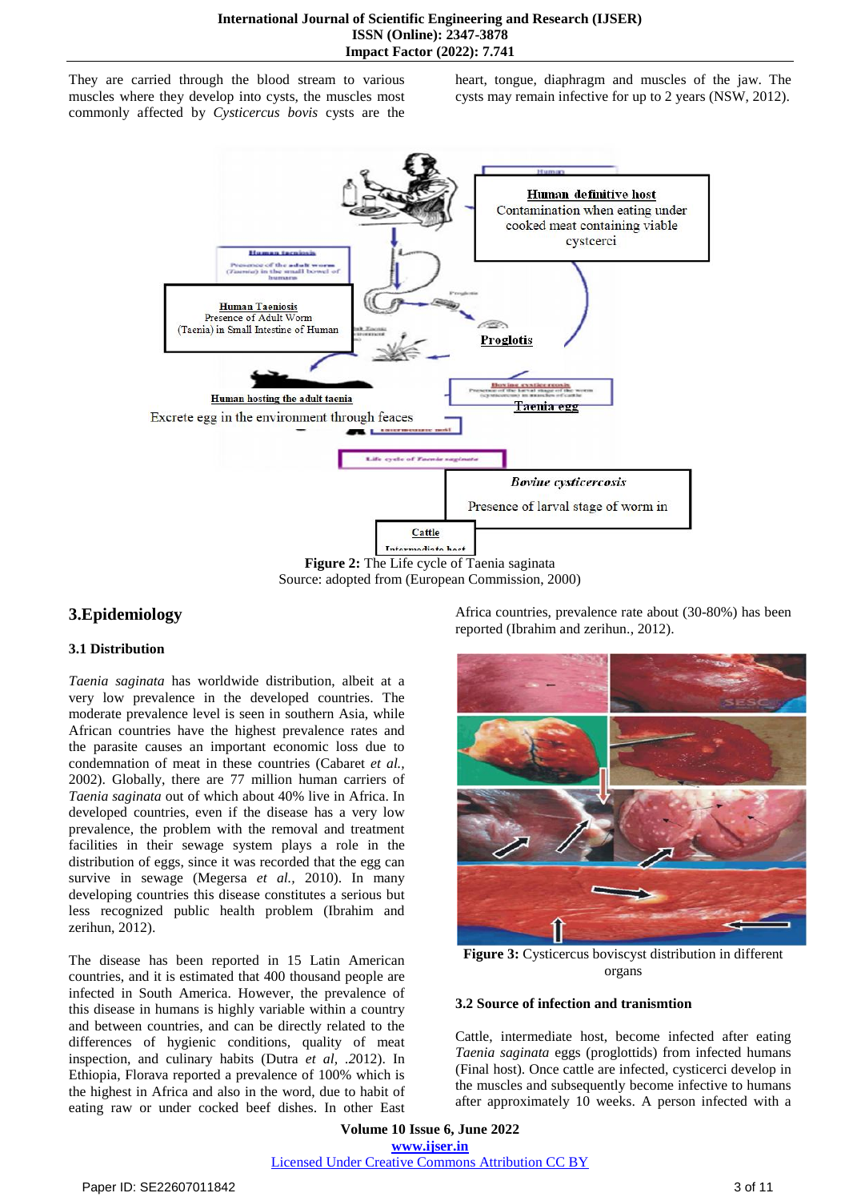They are carried through the blood stream to various muscles where they develop into cysts, the muscles most commonly affected by *Cysticercus bovis* cysts are the heart, tongue, diaphragm and muscles of the jaw. The cysts may remain infective for up to 2 years (NSW, 2012).

**Figure 2:** The Life cycle of Taenia saginata
Source: adopted from (European Commission, 2000)

## 3.Epidemiology

### 3.1 Distribution

*Taenia saginata* has worldwide distribution, albeit at a very low prevalence in the developed countries. The moderate prevalence level is seen in southern Asia, while African countries have the highest prevalence rates and the parasite causes an important economic loss due to condemnation of meat in these countries (Cabaret *et al.,* 2002). Globally, there are 77 million human carriers of *Taenia saginata* out of which about 40% live in Africa. In developed countries, even if the disease has a very low prevalence, the problem with the removal and treatment facilities in their sewage system plays a role in the distribution of eggs, since it was recorded that the egg can survive in sewage (Megersa *et al.,* 2010). In many developing countries this disease constitutes a serious but less recognized public health problem (Ibrahim and zerihun, 2012).

The disease has been reported in 15 Latin American countries, and it is estimated that 400 thousand people are infected in South America. However, the prevalence of this disease in humans is highly variable within a country and between countries, and can be directly related to the differences of hygienic conditions, quality of meat inspection, and culinary habits (Dutra *et al,* .2012). In Ethiopia, Florava reported a prevalence of 100% which is the highest in Africa and also in the word, due to habit of eating raw or under cocked beef dishes. In other East Africa countries, prevalence rate about (30-80%) has been reported (Ibrahim and zerihun., 2012).

**Figure 3:** Cysticercus boviscyst distribution in different organs

### 3.2 Source of infection and tranismtion

Cattle, intermediate host, become infected after eating *Taenia saginata* eggs (proglottids) from infected humans (Final host). Once cattle are infected, cysticerci develop in the muscles and subsequently become infective to humans after approximately 10 weeks. A person infected with a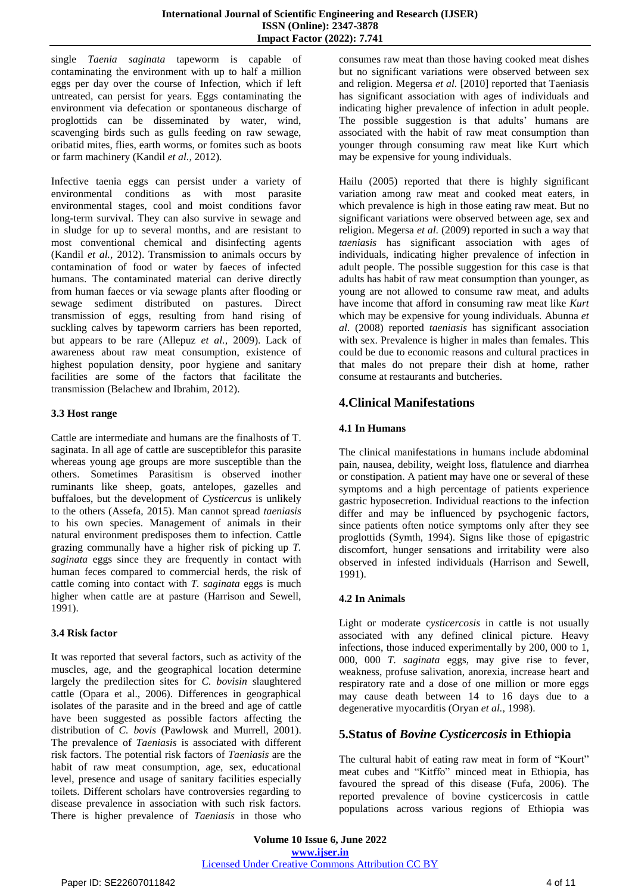single *Taenia saginata* tapeworm is capable of contaminating the environment with up to half a million eggs per day over the course of Infection, which if left untreated, can persist for years. Eggs contaminating the environment via defecation or spontaneous discharge of proglottids can be disseminated by water, wind, scavenging birds such as gulls feeding on raw sewage, oribatid mites, flies, earth worms, or fomites such as boots or farm machinery (Kandil *et al.,* 2012).

Infective taenia eggs can persist under a variety of environmental conditions as with most parasite environmental stages, cool and moist conditions favor long-term survival. They can also survive in sewage and in sludge for up to several months, and are resistant to most conventional chemical and disinfecting agents (Kandil *et al.,* 2012). Transmission to animals occurs by contamination of food or water by faeces of infected humans. The contaminated material can derive directly from human faeces or via sewage plants after flooding or sewage sediment distributed on pastures. Direct transmission of eggs, resulting from hand rising of suckling calves by tapeworm carriers has been reported, but appears to be rare (Allepuz *et al.,* 2009). Lack of awareness about raw meat consumption, existence of highest population density, poor hygiene and sanitary facilities are some of the factors that facilitate the transmission (Belachew and Ibrahim, 2012).

### 3.3 Host range

Cattle are intermediate and humans are the finalhosts of T. saginata. In all age of cattle are susceptiblefor this parasite whereas young age groups are more susceptible than the others. Sometimes Parasitism is observed inother ruminants like sheep, goats, antelopes, gazelles and buffaloes, but the development of *Cysticercus* is unlikely to the others (Assefa, 2015). Man cannot spread *taeniasis* to his own species. Management of animals in their natural environment predisposes them to infection. Cattle grazing communally have a higher risk of picking up *T. saginata* eggs since they are frequently in contact with human feces compared to commercial herds, the risk of cattle coming into contact with *T. saginata* eggs is much higher when cattle are at pasture (Harrison and Sewell, 1991).

### 3.4 Risk factor

It was reported that several factors, such as activity of the muscles, age, and the geographical location determine largely the predilection sites for *C. bovisin* slaughtered cattle (Opara et al., 2006). Differences in geographical isolates of the parasite and in the breed and age of cattle have been suggested as possible factors affecting the distribution of *C. bovis* (Pawlowsk and Murrell, 2001). The prevalence of *Taeniasis* is associated with different risk factors. The potential risk factors of *Taeniasis* are the habit of raw meat consumption, age, sex, educational level, presence and usage of sanitary facilities especially toilets. Different scholars have controversies regarding to disease prevalence in association with such risk factors. There is higher prevalence of *Taeniasis* in those who consumes raw meat than those having cooked meat dishes but no significant variations were observed between sex and religion. Megersa *et al.* [2010] reported that Taeniasis has significant association with ages of individuals and indicating higher prevalence of infection in adult people. The possible suggestion is that adults' humans are associated with the habit of raw meat consumption than younger through consuming raw meat like Kurt which may be expensive for young individuals.

Hailu (2005) reported that there is highly significant variation among raw meat and cooked meat eaters, in which prevalence is high in those eating raw meat. But no significant variations were observed between age, sex and religion. Megersa *et al.* (2009) reported in such a way that *taeniasis* has significant association with ages of individuals, indicating higher prevalence of infection in adult people. The possible suggestion for this case is that adults has habit of raw meat consumption than younger, as young are not allowed to consume raw meat, and adults have income that afford in consuming raw meat like *Kurt* which may be expensive for young individuals. Abunna *et al.* (2008) reported *taeniasis* has significant association with sex. Prevalence is higher in males than females. This could be due to economic reasons and cultural practices in that males do not prepare their dish at home, rather consume at restaurants and butcheries.

## 4.Clinical Manifestations

### 4.1 In Humans

The clinical manifestations in humans include abdominal pain, nausea, debility, weight loss, flatulence and diarrhea or constipation. A patient may have one or several of these symptoms and a high percentage of patients experience gastric hyposecretion. Individual reactions to the infection differ and may be influenced by psychogenic factors, since patients often notice symptoms only after they see proglottids (Symth, 1994). Signs like those of epigastric discomfort, hunger sensations and irritability were also observed in infested individuals (Harrison and Sewell, 1991).

### 4.2 In Animals

Light or moderate c*ysticercosis* in cattle is not usually associated with any defined clinical picture. Heavy infections, those induced experimentally by 200, 000 to 1, 000, 000 *T. saginata* eggs, may give rise to fever, weakness, profuse salivation, anorexia, increase heart and respiratory rate and a dose of one million or more eggs may cause death between 14 to 16 days due to a degenerative myocarditis (Oryan *et al.,* 1998).

## 5.Status of *Bovine Cysticercosis* in Ethiopia

The cultural habit of eating raw meat in form of "Kourt" meat cubes and "Kitffo" minced meat in Ethiopia, has favoured the spread of this disease (Fufa, 2006). The reported prevalence of bovine cysticercosis in cattle populations across various regions of Ethiopia was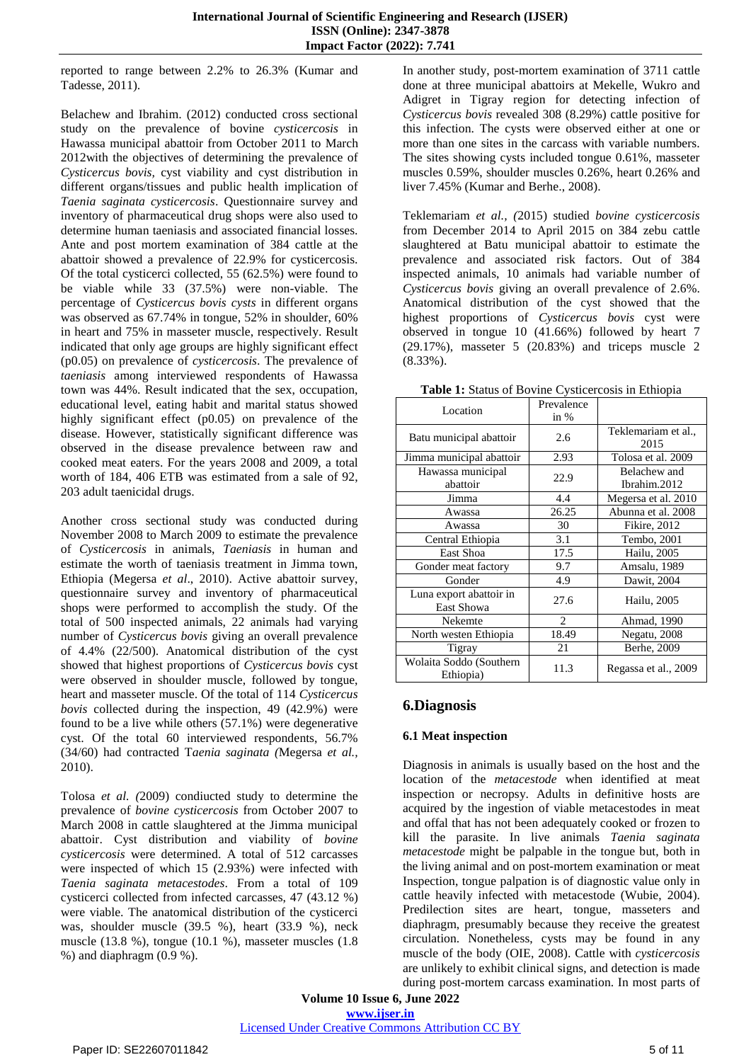reported to range between 2.2% to 26.3% (Kumar and Tadesse, 2011).

Belachew and Ibrahim. (2012) conducted cross sectional study on the prevalence of bovine *cysticercosis* in Hawassa municipal abattoir from October 2011 to March 2012with the objectives of determining the prevalence of *Cysticercus bovis,* cyst viability and cyst distribution in different organs/tissues and public health implication of *Taenia saginata cysticercosis*. Questionnaire survey and inventory of pharmaceutical drug shops were also used to determine human taeniasis and associated financial losses. Ante and post mortem examination of 384 cattle at the abattoir showed a prevalence of 22.9% for cysticercosis. Of the total cysticerci collected, 55 (62.5%) were found to be viable while 33 (37.5%) were non-viable. The percentage of *Cysticercus bovis cysts* in different organs was observed as 67.74% in tongue, 52% in shoulder, 60% in heart and 75% in masseter muscle, respectively. Result indicated that only age groups are highly significant effect (p0.05) on prevalence of *cysticercosis*. The prevalence of *taeniasis* among interviewed respondents of Hawassa town was 44%. Result indicated that the sex, occupation, educational level, eating habit and marital status showed highly significant effect (p0.05) on prevalence of the disease. However, statistically significant difference was observed in the disease prevalence between raw and cooked meat eaters. For the years 2008 and 2009, a total worth of 184, 406 ETB was estimated from a sale of 92, 203 adult taenicidal drugs.

Another cross sectional study was conducted during November 2008 to March 2009 to estimate the prevalence of *Cysticercosis* in animals, *Taeniasis* in human and estimate the worth of taeniasis treatment in Jimma town, Ethiopia (Megersa *et al*., 2010). Active abattoir survey, questionnaire survey and inventory of pharmaceutical shops were performed to accomplish the study. Of the total of 500 inspected animals, 22 animals had varying number of *Cysticercus bovis* giving an overall prevalence of 4.4% (22/500). Anatomical distribution of the cyst showed that highest proportions of *Cysticercus bovis* cyst were observed in shoulder muscle, followed by tongue, heart and masseter muscle. Of the total of 114 *Cysticercus bovis* collected during the inspection, 49 (42.9%) were found to be a live while others (57.1%) were degenerative cyst. Of the total 60 interviewed respondents, 56.7% (34/60) had contracted T*aenia saginata (*Megersa *et al.,* 2010).

Tolosa *et al. (*2009) condiucted study to determine the prevalence of *bovine cysticercosis* from October 2007 to March 2008 in cattle slaughtered at the Jimma municipal abattoir. Cyst distribution and viability of *bovine cysticercosis* were determined. A total of 512 carcasses were inspected of which 15 (2.93%) were infected with *Taenia saginata metacestodes*. From a total of 109 cysticerci collected from infected carcasses, 47 (43.12 %) were viable. The anatomical distribution of the cysticerci was, shoulder muscle (39.5 %), heart (33.9 %), neck muscle (13.8 %), tongue (10.1 %), masseter muscles (1.8 %) and diaphragm (0.9 %).

In another study, post-mortem examination of 3711 cattle done at three municipal abattoirs at Mekelle, Wukro and Adigret in Tigray region for detecting infection of *Cysticercus bovis* revealed 308 (8.29%) cattle positive for this infection. The cysts were observed either at one or more than one sites in the carcass with variable numbers. The sites showing cysts included tongue 0.61%, masseter muscles 0.59%, shoulder muscles 0.26%, heart 0.26% and liver 7.45% (Kumar and Berhe., 2008).

Teklemariam *et al., (*2015) studied *bovine cysticercosis* from December 2014 to April 2015 on 384 zebu cattle slaughtered at Batu municipal abattoir to estimate the prevalence and associated risk factors. Out of 384 inspected animals, 10 animals had variable number of *Cysticercus bovis* giving an overall prevalence of 2.6%. Anatomical distribution of the cyst showed that the highest proportions of *Cysticercus bovis* cyst were observed in tongue 10 (41.66%) followed by heart 7 (29.17%), masseter 5 (20.83%) and triceps muscle 2 (8.33%).

**Table 1:** Status of Bovine Cysticercosis in Ethiopia

| Location | Prevalence in % | |
|---|---|---|
| Batu municipal abattoir | 2.6 | Teklemariam et al., 2015 |
| Jimma municipal abattoir | 2.93 | Tolosa et al. 2009 |
| Hawassa municipal abattoir | 22.9 | Belachew and Ibrahim.2012 |
| Jimma | 4.4 | Megersa et al. 2010 |
| Awassa | 26.25 | Abunna et al. 2008 |
| Awassa | 30 | Fikire, 2012 |
| Central Ethiopia | 3.1 | Tembo, 2001 |
| East Shoa | 17.5 | Hailu, 2005 |
| Gonder meat factory | 9.7 | Amsalu, 1989 |
| Gonder | 4.9 | Dawit, 2004 |
| Luna export abattoir in East Showa | 27.6 | Hailu, 2005 |
| Nekemte | 2 | Ahmad, 1990 |
| North westen Ethiopia | 18.49 | Negatu, 2008 |
| Tigray | 21 | Berhe, 2009 |
| Wolaita Soddo (Southern Ethiopia) | 11.3 | Regassa et al., 2009 |

## 6.Diagnosis

### 6.1 Meat inspection

Diagnosis in animals is usually based on the host and the location of the *metacestode* when identified at meat inspection or necropsy. Adults in definitive hosts are acquired by the ingestion of viable metacestodes in meat and offal that has not been adequately cooked or frozen to kill the parasite. In live animals *Taenia saginata metacestode* might be palpable in the tongue but, both in the living animal and on post-mortem examination or meat Inspection, tongue palpation is of diagnostic value only in cattle heavily infected with metacestode (Wubie, 2004). Predilection sites are heart, tongue, masseters and diaphragm, presumably because they receive the greatest circulation. Nonetheless, cysts may be found in any muscle of the body (OIE, 2008). Cattle with *cysticercosis* are unlikely to exhibit clinical signs, and detection is made during post-mortem carcass examination. In most parts of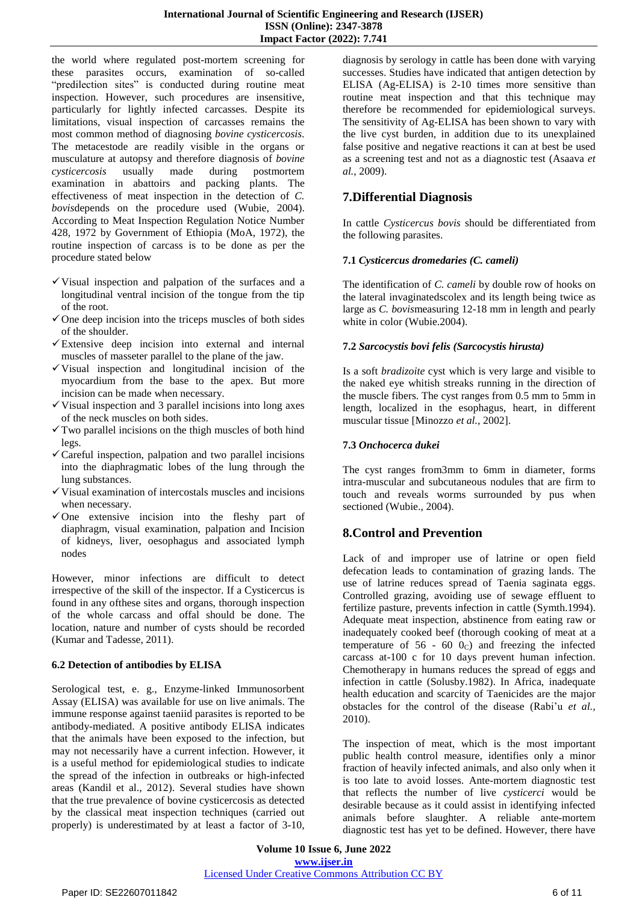the world where regulated post-mortem screening for these parasites occurs, examination of so-called "predilection sites" is conducted during routine meat inspection. However, such procedures are insensitive, particularly for lightly infected carcasses. Despite its limitations, visual inspection of carcasses remains the most common method of diagnosing *bovine cysticercosis*. The metacestode are readily visible in the organs or musculature at autopsy and therefore diagnosis of *bovine cysticercosis* usually made during postmortem examination in abattoirs and packing plants. The effectiveness of meat inspection in the detection of *C. bovis*depends on the procedure used (Wubie, 2004). According to Meat Inspection Regulation Notice Number 428, 1972 by Government of Ethiopia (MoA, 1972), the routine inspection of carcass is to be done as per the procedure stated below

- ✓ Visual inspection and palpation of the surfaces and a longitudinal ventral incision of the tongue from the tip of the root.
- ✓ One deep incision into the triceps muscles of both sides of the shoulder.
- ✓ Extensive deep incision into external and internal muscles of masseter parallel to the plane of the jaw.
- ✓ Visual inspection and longitudinal incision of the myocardium from the base to the apex. But more incision can be made when necessary.
- ✓ Visual inspection and 3 parallel incisions into long axes of the neck muscles on both sides.
- ✓ Two parallel incisions on the thigh muscles of both hind legs.
- ✓ Careful inspection, palpation and two parallel incisions into the diaphragmatic lobes of the lung through the lung substances.
- ✓ Visual examination of intercostals muscles and incisions when necessary.
- ✓ One extensive incision into the fleshy part of diaphragm, visual examination, palpation and Incision of kidneys, liver, oesophagus and associated lymph nodes

However, minor infections are difficult to detect irrespective of the skill of the inspector. If a Cysticercus is found in any ofthese sites and organs, thorough inspection of the whole carcass and offal should be done. The location, nature and number of cysts should be recorded (Kumar and Tadesse, 2011).

### 6.2 Detection of antibodies by ELISA

Serological test, e. g., Enzyme-linked Immunosorbent Assay (ELISA) was available for use on live animals. The immune response against taeniid parasites is reported to be antibody-mediated. A positive antibody ELISA indicates that the animals have been exposed to the infection, but may not necessarily have a current infection. However, it is a useful method for epidemiological studies to indicate the spread of the infection in outbreaks or high-infected areas (Kandil et al., 2012). Several studies have shown that the true prevalence of bovine cysticercosis as detected by the classical meat inspection techniques (carried out properly) is underestimated by at least a factor of 3-10, diagnosis by serology in cattle has been done with varying successes. Studies have indicated that antigen detection by ELISA (Ag-ELISA) is 2-10 times more sensitive than routine meat inspection and that this technique may therefore be recommended for epidemiological surveys. The sensitivity of Ag-ELISA has been shown to vary with the live cyst burden, in addition due to its unexplained false positive and negative reactions it can at best be used as a screening test and not as a diagnostic test (Asaava *et al.,* 2009).

## 7.Differential Diagnosis

In cattle *Cysticercus bovis* should be differentiated from the following parasites.

### 7.1 *Cysticercus dromedaries (C. cameli)*

The identification of *C. cameli* by double row of hooks on the lateral invaginatedscolex and its length being twice as large as *C. bovis*measuring 12-18 mm in length and pearly white in color (Wubie.2004).

### 7.2 *Sarcocystis bovi felis (Sarcocystis hirusta)*

Is a soft *bradizoite* cyst which is very large and visible to the naked eye whitish streaks running in the direction of the muscle fibers. The cyst ranges from 0.5 mm to 5mm in length, localized in the esophagus, heart, in different muscular tissue [Minozzo *et al.,* 2002].

### 7.3 *Onchocerca dukei*

The cyst ranges from3mm to 6mm in diameter, forms intra-muscular and subcutaneous nodules that are firm to touch and reveals worms surrounded by pus when sectioned (Wubie., 2004).

## 8.Control and Prevention

Lack of and improper use of latrine or open field defecation leads to contamination of grazing lands. The use of latrine reduces spread of Taenia saginata eggs. Controlled grazing, avoiding use of sewage effluent to fertilize pasture, prevents infection in cattle (Symth.1994). Adequate meat inspection, abstinence from eating raw or inadequately cooked beef (thorough cooking of meat at a temperature of 56 - 60 $0_C$) and freezing the infected carcass at-100 c for 10 days prevent human infection. Chemotherapy in humans reduces the spread of eggs and infection in cattle (Solusby.1982). In Africa, inadequate health education and scarcity of Taenicides are the major obstacles for the control of the disease (Rabi'u *et al.,* 2010).

The inspection of meat, which is the most important public health control measure, identifies only a minor fraction of heavily infected animals, and also only when it is too late to avoid losses. Ante-mortem diagnostic test that reflects the number of live *cysticerci* would be desirable because as it could assist in identifying infected animals before slaughter. A reliable ante-mortem diagnostic test has yet to be defined. However, there have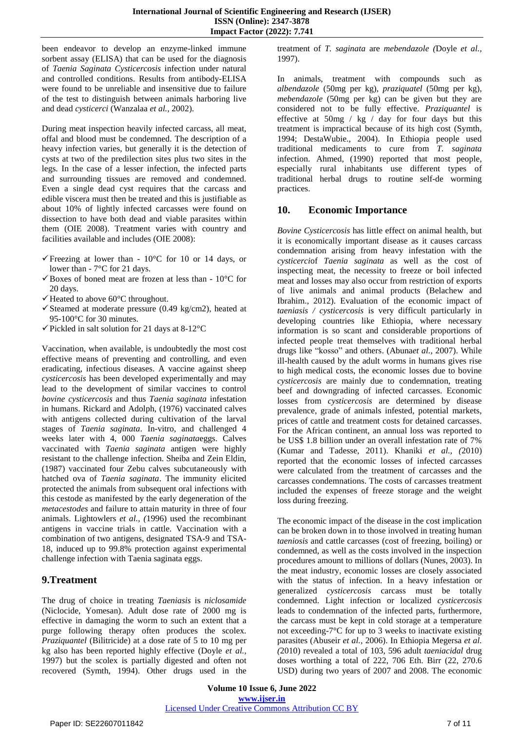been endeavor to develop an enzyme-linked immune sorbent assay (ELISA) that can be used for the diagnosis of *Taenia Saginata Cysticercosis* infection under natural and controlled conditions. Results from antibody-ELISA were found to be unreliable and insensitive due to failure of the test to distinguish between animals harboring live and dead *cysticerci* (Wanzalaa *et al.,* 2002).

During meat inspection heavily infected carcass, all meat, offal and blood must be condemned. The description of a heavy infection varies, but generally it is the detection of cysts at two of the predilection sites plus two sites in the legs. In the case of a lesser infection, the infected parts and surrounding tissues are removed and condemned. Even a single dead cyst requires that the carcass and edible viscera must then be treated and this is justifiable as about 10% of lightly infected carcasses were found on dissection to have both dead and viable parasites within them (OIE 2008). Treatment varies with country and facilities available and includes (OIE 2008):

- ✓ Freezing at lower than - 10°C for 10 or 14 days, or lower than - 7°C for 21 days.
- ✓ Boxes of boned meat are frozen at less than - 10°C for 20 days.
- ✓ Heated to above 60°C throughout.
- ✓ Steamed at moderate pressure (0.49 kg/cm2), heated at 95-100°C for 30 minutes.
- ✓ Pickled in salt solution for 21 days at 8-12°C

Vaccination, when available, is undoubtedly the most cost effective means of preventing and controlling, and even eradicating, infectious diseases. A vaccine against sheep *cysticercosis* has been developed experimentally and may lead to the development of similar vaccines to control *bovine cysticercosis* and thus *Taenia saginata* infestation in humans. Rickard and Adolph, (1976) vaccinated calves with antigens collected during cultivation of the larval stages of *Taenia saginata*. In-vitro, and challenged 4 weeks later with 4, 000 *Taenia saginata*eggs. Calves vaccinated with *Taenia saginata* antigen were highly resistant to the challenge infection. Sheiba and Zein Eldin, (1987) vaccinated four Zebu calves subcutaneously with hatched ova of *Taenia saginata*. The immunity elicited protected the animals from subsequent oral infections with this cestode as manifested by the early degeneration of the *metacestodes* and failure to attain maturity in three of four animals. Lightowlers *et al., (*1996) used the recombinant antigens in vaccine trials in cattle. Vaccination with a combination of two antigens, designated TSA-9 and TSA-18, induced up to 99.8% protection against experimental challenge infection with Taenia saginata eggs.

## 9.Treatment

The drug of choice in treating *Taeniasis* is *niclosamide* (Niclocide, Yomesan). Adult dose rate of 2000 mg is effective in damaging the worm to such an extent that a purge following therapy often produces the scolex. *Praziquantel* (Bilitricide) at a dose rate of 5 to 10 mg per kg also has been reported highly effective (Doyle *et al.,* 1997) but the scolex is partially digested and often not recovered (Symth, 1994). Other drugs used in the treatment of *T. saginata* are *mebendazole (*Doyle *et al.,* 1997).

In animals, treatment with compounds such as *albendazole* (50mg per kg), *praziquatel* (50mg per kg), *mebendazole* (50mg per kg) can be given but they are considered not to be fully effective. *Praziquantel* is effective at 50mg / kg / day for four days but this treatment is impractical because of its high cost (Symth, 1994; DestaWubie., 2004). In Ethiopia people used traditional medicaments to cure from *T. saginata* infection. Ahmed, (1990) reported that most people, especially rural inhabitants use different types of traditional herbal drugs to routine self-de worming practices.

## 10. Economic Importance

*Bovine Cysticercosis* has little effect on animal health, but it is economically important disease as it causes carcass condemnation arising from heavy infestation with the *cysticerci*of *Taenia saginata* as well as the cost of inspecting meat, the necessity to freeze or boil infected meat and losses may also occur from restriction of exports of live animals and animal products (Belachew and Ibrahim., 2012). Evaluation of the economic impact of *taeniasis / cysticercosis* is very difficult particularly in developing countries like Ethiopia, where necessary information is so scant and considerable proportions of infected people treat themselves with traditional herbal drugs like "kosso" and others. (Abuna*et al.,* 2007). While ill-health caused by the adult worms in humans gives rise to high medical costs, the economic losses due to bovine *cysticercosis* are mainly due to condemnation, treating beef and downgrading of infected carcasses. Economic losses from *cysticercosis* are determined by disease prevalence, grade of animals infested, potential markets, prices of cattle and treatment costs for detained carcasses. For the African continent, an annual loss was reported to be US$ 1.8 billion under an overall infestation rate of 7% (Kumar and Tadesse, 2011). Khaniki *et al., (*2010) reported that the economic losses of infected carcasses were calculated from the treatment of carcasses and the carcasses condemnations. The costs of carcasses treatment included the expenses of freeze storage and the weight loss during freezing.

The economic impact of the disease in the cost implication can be broken down in to those involved in treating human *taeniosis* and cattle carcasses (cost of freezing, boiling) or condemned, as well as the costs involved in the inspection procedures amount to millions of dollars (Nunes, 2003). In the meat industry, economic losses are closely associated with the status of infection. In a heavy infestation or generalized *cysticercosis* carcass must be totally condemned. Light infection or localized *cysticercosis* leads to condemnation of the infected parts, furthermore, the carcass must be kept in cold storage at a temperature not exceeding-7°C for up to 3 weeks to inactivate existing parasites (Abuseir *et al.,* 2006). In Ethiopia Megersa *et al. (*2010) revealed a total of 103, 596 adult *taeniacidal* drug doses worthing a total of 222, 706 Eth. Birr (22, 270.6 USD) during two years of 2007 and 2008. The economic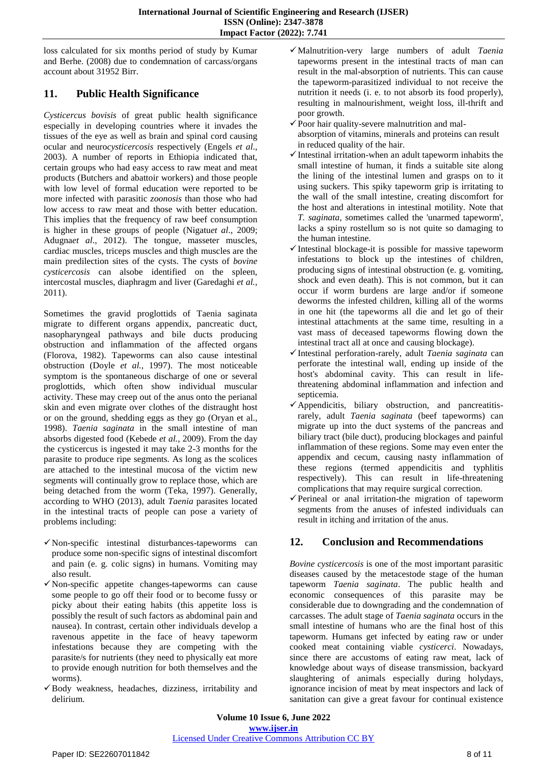loss calculated for six months period of study by Kumar and Berhe. (2008) due to condemnation of carcass/organs account about 31952 Birr.

## 11. Public Health Significance

*Cysticercus bovisis* of great public health significance especially in developing countries where it invades the tissues of the eye as well as brain and spinal cord causing ocular and neuro*cysticercosis* respectively (Engels *et al*., 2003). A number of reports in Ethiopia indicated that, certain groups who had easy access to raw meat and meat products (Butchers and abattoir workers) and those people with low level of formal education were reported to be more infected with parasitic *zoonosis* than those who had low access to raw meat and those with better education. This implies that the frequency of raw beef consumption is higher in these groups of people (Nigatu*et al*., 2009; Adugna*et al*., 2012). The tongue, masseter muscles, cardiac muscles, triceps muscles and thigh muscles are the main predilection sites of the cysts. The cysts of *bovine cysticercosis* can alsobe identified on the spleen, intercostal muscles, diaphragm and liver (Garedaghi *et al.,* 2011).

Sometimes the gravid proglottids of Taenia saginata migrate to different organs appendix, pancreatic duct, nasopharyngeal pathways and bile ducts producing obstruction and inflammation of the affected organs (Florova, 1982). Tapeworms can also cause intestinal obstruction (Doyle *et al.,* 1997). The most noticeable symptom is the spontaneous discharge of one or several proglottids, which often show individual muscular activity. These may creep out of the anus onto the perianal skin and even migrate over clothes of the distraught host or on the ground, shedding eggs as they go (Oryan et al., 1998). *Taenia saginata* in the small intestine of man absorbs digested food (Kebede *et al.,* 2009). From the day the cysticercus is ingested it may take 2-3 months for the parasite to produce ripe segments. As long as the scolices are attached to the intestinal mucosa of the victim new segments will continually grow to replace those, which are being detached from the worm (Teka, 1997). Generally, according to WHO (2013), adult *Taenia* parasites located in the intestinal tracts of people can pose a variety of problems including:

- ✓ Non-specific intestinal disturbances-tapeworms can produce some non-specific signs of intestinal discomfort and pain (e. g. colic signs) in humans. Vomiting may also result.
- ✓ Non-specific appetite changes-tapeworms can cause some people to go off their food or to become fussy or picky about their eating habits (this appetite loss is possibly the result of such factors as abdominal pain and nausea). In contrast, certain other individuals develop a ravenous appetite in the face of heavy tapeworm infestations because they are competing with the parasite/s for nutrients (they need to physically eat more to provide enough nutrition for both themselves and the worms).
- ✓ Body weakness, headaches, dizziness, irritability and delirium.
- ✓ Malnutrition-very large numbers of adult *Taenia* tapeworms present in the intestinal tracts of man can result in the mal-absorption of nutrients. This can cause the tapeworm-parasitized individual to not receive the nutrition it needs (i. e. to not absorb its food properly), resulting in malnourishment, weight loss, ill-thrift and poor growth.
- ✓ Poor hair quality-severe malnutrition and mal-absorption of vitamins, minerals and proteins can result in reduced quality of the hair.
- ✓ Intestinal irritation-when an adult tapeworm inhabits the small intestine of human, it finds a suitable site along the lining of the intestinal lumen and grasps on to it using suckers. This spiky tapeworm grip is irritating to the wall of the small intestine, creating discomfort for the host and alterations in intestinal motility. Note that *T. saginata*, sometimes called the 'unarmed tapeworm', lacks a spiny rostellum so is not quite so damaging to the human intestine.
- ✓ Intestinal blockage-it is possible for massive tapeworm infestations to block up the intestines of children, producing signs of intestinal obstruction (e. g. vomiting, shock and even death). This is not common, but it can occur if worm burdens are large and/or if someone deworms the infested children, killing all of the worms in one hit (the tapeworms all die and let go of their intestinal attachments at the same time, resulting in a vast mass of deceased tapeworms flowing down the intestinal tract all at once and causing blockage).
- ✓ Intestinal perforation-rarely, adult *Taenia saginata* can perforate the intestinal wall, ending up inside of the host's abdominal cavity. This can result in life-threatening abdominal inflammation and infection and septicemia.
- ✓ Appendicitis, biliary obstruction, and pancreatitis-rarely, adult *Taenia saginata* (beef tapeworms) can migrate up into the duct systems of the pancreas and biliary tract (bile duct), producing blockages and painful inflammation of these regions. Some may even enter the appendix and cecum, causing nasty inflammation of these regions (termed appendicitis and typhlitis respectively). This can result in life-threatening complications that may require surgical correction.
- ✓ Perineal or anal irritation-the migration of tapeworm segments from the anuses of infested individuals can result in itching and irritation of the anus.

## 12. Conclusion and Recommendations

*Bovine cysticercosis* is one of the most important parasitic diseases caused by the metacestode stage of the human tapeworm *Taenia saginata*. The public health and economic consequences of this parasite may be considerable due to downgrading and the condemnation of carcasses. The adult stage of *Taenia saginata* occurs in the small intestine of humans who are the final host of this tapeworm. Humans get infected by eating raw or under cooked meat containing viable *cysticerci*. Nowadays, since there are accustoms of eating raw meat, lack of knowledge about ways of disease transmission, backyard slaughtering of animals especially during holydays, ignorance incision of meat by meat inspectors and lack of sanitation can give a great favour for continual existence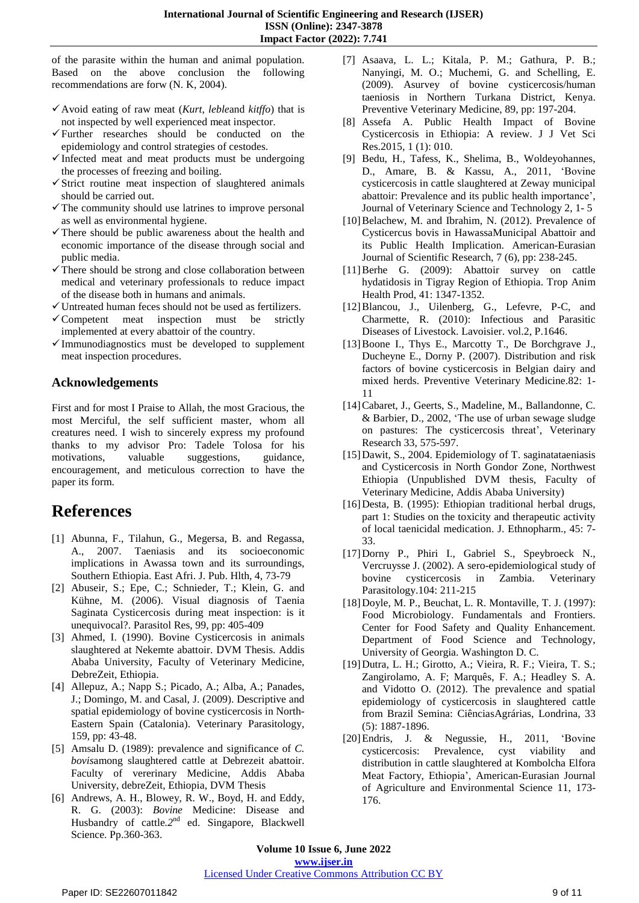of the parasite within the human and animal population. Based on the above conclusion the following recommendations are forw (N. K, 2004).

- ✓ Avoid eating of raw meat (*Kurt, leble*and *kitffo*) that is not inspected by well experienced meat inspector.
- ✓ Further researches should be conducted on the epidemiology and control strategies of cestodes.
- ✓ Infected meat and meat products must be undergoing the processes of freezing and boiling.
- ✓ Strict routine meat inspection of slaughtered animals should be carried out.
- ✓ The community should use latrines to improve personal as well as environmental hygiene.
- ✓ There should be public awareness about the health and economic importance of the disease through social and public media.
- ✓ There should be strong and close collaboration between medical and veterinary professionals to reduce impact of the disease both in humans and animals.
- ✓ Untreated human feces should not be used as fertilizers.
- ✓ Competent meat inspection must be strictly implemented at every abattoir of the country.
- ✓ Immunodiagnostics must be developed to supplement meat inspection procedures.

## Acknowledgements

First and for most I Praise to Allah, the most Gracious, the most Merciful, the self sufficient master, whom all creatures need. I wish to sincerely express my profound thanks to my advisor Pro: Tadele Tolosa for his motivations, valuable suggestions, guidance, encouragement, and meticulous correction to have the paper its form.

# References

[1] Abunna, F., Tilahun, G., Megersa, B. and Regassa, A., 2007. Taeniasis and its socioeconomic implications in Awassa town and its surroundings, Southern Ethiopia. East Afri. J. Pub. Hlth, 4, 73-79

[2] Abuseir, S.; Epe, C.; Schnieder, T.; Klein, G. and Kühne, M. (2006). Visual diagnosis of Taenia Saginata Cysticercosis during meat inspection: is it unequivocal?. Parasitol Res, 99, pp: 405-409

[3] Ahmed, I. (1990). Bovine Cysticercosis in animals slaughtered at Nekemte abattoir. DVM Thesis. Addis Ababa University, Faculty of Veterinary Medicine, DebreZeit, Ethiopia.

[4] Allepuz, A.; Napp S.; Picado, A.; Alba, A.; Panades, J.; Domingo, M. and Casal, J. (2009). Descriptive and spatial epidemiology of bovine cysticercosis in North-Eastern Spain (Catalonia). Veterinary Parasitology, 159, pp: 43-48.

[5] Amsalu D. (1989): prevalence and significance of *C. bovis*among slaughtered cattle at Debrezeit abattoir. Faculty of vererinary Medicine, Addis Ababa University, debreZeit, Ethiopia, DVM Thesis

[6] Andrews, A. H., Blowey, R. W., Boyd, H. and Eddy, R. G. (2003): *Bovine* Medicine: Disease and Husbandry of cattle.2nd ed. Singapore, Blackwell Science. Pp.360-363.

[7] Asaava, L. L.; Kitala, P. M.; Gathura, P. B.; Nanyingi, M. O.; Muchemi, G. and Schelling, E. (2009). Asurvey of bovine cysticercosis/human taeniosis in Northern Turkana District, Kenya. Preventive Veterinary Medicine, 89, pp: 197-204.

[8] Assefa A. Public Health Impact of Bovine Cysticercosis in Ethiopia: A review. J J Vet Sci Res.2015, 1 (1): 010.

[9] Bedu, H., Tafess, K., Shelima, B., Woldeyohannes, D., Amare, B. & Kassu, A., 2011, 'Bovine cysticercosis in cattle slaughtered at Zeway municipal abattoir: Prevalence and its public health importance', Journal of Veterinary Science and Technology 2, 1- 5

[10] Belachew, M. and Ibrahim, N. (2012). Prevalence of Cysticercus bovis in HawassaMunicipal Abattoir and its Public Health Implication. American-Eurasian Journal of Scientific Research, 7 (6), pp: 238-245.

[11] Berhe G. (2009): Abattoir survey on cattle hydatidosis in Tigray Region of Ethiopia. Trop Anim Health Prod, 41: 1347-1352.

[12] Blancou, J., Uilenberg, G., Lefevre, P-C, and Charmette, R. (2010): Infectious and Parasitic Diseases of Livestock. Lavoisier. vol.2, P.1646.

[13] Boone I., Thys E., Marcotty T., De Borchgrave J., Ducheyne E., Dorny P. (2007). Distribution and risk factors of bovine cysticercosis in Belgian dairy and mixed herds. Preventive Veterinary Medicine.82: 1-11

[14] Cabaret, J., Geerts, S., Madeline, M., Ballandonne, C. & Barbier, D., 2002, 'The use of urban sewage sludge on pastures: The cysticercosis threat', Veterinary Research 33, 575-597.

[15] Dawit, S., 2004. Epidemiology of T. saginatataeniasis and Cysticercosis in North Gondor Zone, Northwest Ethiopia (Unpublished DVM thesis, Faculty of Veterinary Medicine, Addis Ababa University)

[16] Desta, B. (1995): Ethiopian traditional herbal drugs, part 1: Studies on the toxicity and therapeutic activity of local taenicidal medication. J. Ethnopharm., 45: 7-33.

[17] Dorny P., Phiri I., Gabriel S., Speybroeck N., Vercruysse J. (2002). A sero-epidemiological study of bovine cysticercosis in Zambia. Veterinary Parasitology.104: 211-215

[18] Doyle, M. P., Beuchat, L. R. Montaville, T. J. (1997): Food Microbiology. Fundamentals and Frontiers. Center for Food Safety and Quality Enhancement. Department of Food Science and Technology, University of Georgia. Washington D. C.

[19] Dutra, L. H.; Girotto, A.; Vieira, R. F.; Vieira, T. S.; Zangirolamo, A. F; Marquês, F. A.; Headley S. A. and Vidotto O. (2012). The prevalence and spatial epidemiology of cysticercosis in slaughtered cattle from Brazil Semina: CiênciasAgrárias, Londrina, 33 (5): 1887-1896.

[20] Endris, J. & Negussie, H., 2011, 'Bovine cysticercosis: Prevalence, cyst viability and distribution in cattle slaughtered at Kombolcha Elfora Meat Factory, Ethiopia', American-Eurasian Journal of Agriculture and Environmental Science 11, 173-176.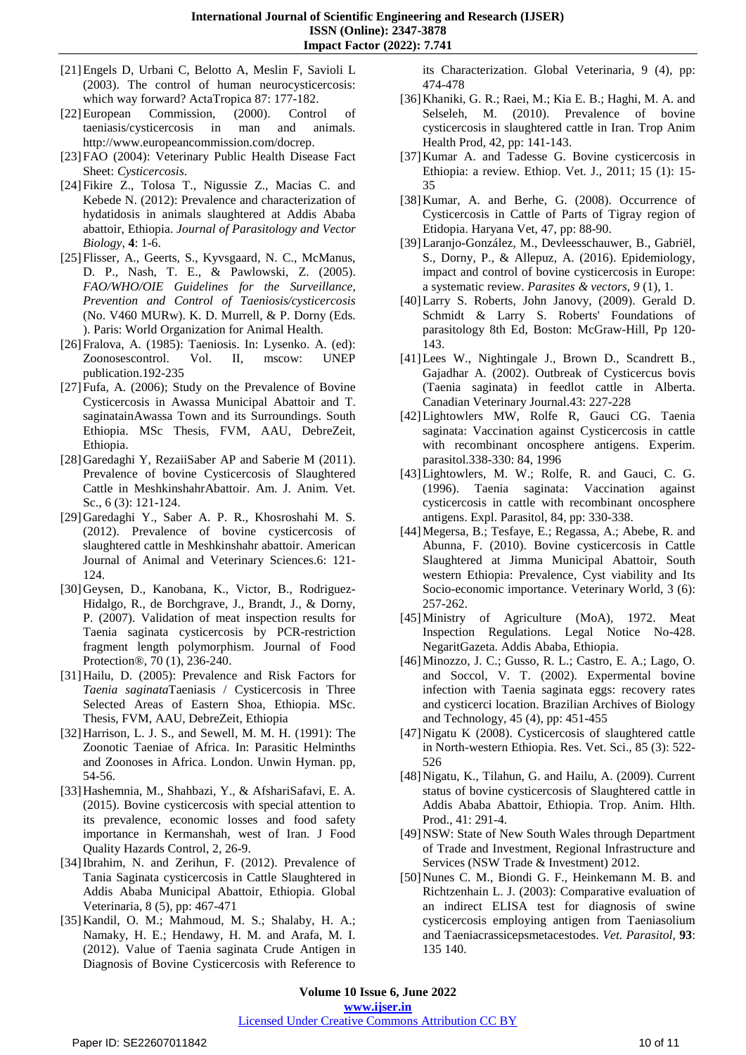[21] Engels D, Urbani C, Belotto A, Meslin F, Savioli L (2003). The control of human neurocysticercosis: which way forward? ActaTropica 87: 177-182.

[22] European Commission, (2000). Control of taeniasis/cysticercosis in man and animals. http://www.europeancommission.com/docrep.

[23] FAO (2004): Veterinary Public Health Disease Fact Sheet: *Cysticercosis*.

[24] Fikire Z., Tolosa T., Nigussie Z., Macias C. and Kebede N. (2012): Prevalence and characterization of hydatidosis in animals slaughtered at Addis Ababa abattoir, Ethiopia. *Journal of Parasitology and Vector Biology*, **4**: 1-6.

[25] Flisser, A., Geerts, S., Kyvsgaard, N. C., McManus, D. P., Nash, T. E., & Pawlowski, Z. (2005). *FAO/WHO/OIE Guidelines for the Surveillance, Prevention and Control of Taeniosis/cysticercosis* (No. V460 MURw). K. D. Murrell, & P. Dorny (Eds. ). Paris: World Organization for Animal Health.

[26] Fralova, A. (1985): Taeniosis. In: Lysenko. A. (ed): Zoonosescontrol. Vol. II, mscow: UNEP publication.192-235

[27] Fufa, A. (2006); Study on the Prevalence of Bovine Cysticercosis in Awassa Municipal Abattoir and T. saginatainAwassa Town and its Surroundings. South Ethiopia. MSc Thesis, FVM, AAU, DebreZeit, Ethiopia.

[28] Garedaghi Y, RezaiiSaber AP and Saberie M (2011). Prevalence of bovine Cysticercosis of Slaughtered Cattle in MeshkinshahrAbattoir. Am. J. Anim. Vet. Sc., 6 (3): 121-124.

[29] Garedaghi Y., Saber A. P. R., Khosroshahi M. S. (2012). Prevalence of bovine cysticercosis of slaughtered cattle in Meshkinshahr abattoir. American Journal of Animal and Veterinary Sciences.6: 121-124.

[30] Geysen, D., Kanobana, K., Victor, B., Rodriguez-Hidalgo, R., de Borchgrave, J., Brandt, J., & Dorny, P. (2007). Validation of meat inspection results for Taenia saginata cysticercosis by PCR-restriction fragment length polymorphism. Journal of Food Protection®, 70 (1), 236-240.

[31] Hailu, D. (2005): Prevalence and Risk Factors for *Taenia saginata*Taeniasis / Cysticercosis in Three Selected Areas of Eastern Shoa, Ethiopia. MSc. Thesis, FVM, AAU, DebreZeit, Ethiopia

[32] Harrison, L. J. S., and Sewell, M. M. H. (1991): The Zoonotic Taeniae of Africa. In: Parasitic Helminths and Zoonoses in Africa. London. Unwin Hyman. pp, 54-56.

[33] Hashemnia, M., Shahbazi, Y., & AfshariSafavi, E. A. (2015). Bovine cysticercosis with special attention to its prevalence, economic losses and food safety importance in Kermanshah, west of Iran. J Food Quality Hazards Control, 2, 26-9.

[34] Ibrahim, N. and Zerihun, F. (2012). Prevalence of Tania Saginata cysticercosis in Cattle Slaughtered in Addis Ababa Municipal Abattoir, Ethiopia. Global Veterinaria, 8 (5), pp: 467-471

[35] Kandil, O. M.; Mahmoud, M. S.; Shalaby, H. A.; Namaky, H. E.; Hendawy, H. M. and Arafa, M. I. (2012). Value of Taenia saginata Crude Antigen in Diagnosis of Bovine Cysticercosis with Reference to its Characterization. Global Veterinaria, 9 (4), pp: 474-478

[36] Khaniki, G. R.; Raei, M.; Kia E. B.; Haghi, M. A. and Selseleh, M. (2010). Prevalence of bovine cysticercosis in slaughtered cattle in Iran. Trop Anim Health Prod, 42, pp: 141-143.

[37] Kumar A. and Tadesse G. Bovine cysticercosis in Ethiopia: a review. Ethiop. Vet. J., 2011; 15 (1): 15-35

[38] Kumar, A. and Berhe, G. (2008). Occurrence of Cysticercosis in Cattle of Parts of Tigray region of Etidopia. Haryana Vet, 47, pp: 88-90.

[39] Laranjo-González, M., Devleesschauwer, B., Gabriël, S., Dorny, P., & Allepuz, A. (2016). Epidemiology, impact and control of bovine cysticercosis in Europe: a systematic review. *Parasites & vectors*, *9* (1), 1.

[40] Larry S. Roberts, John Janovy, (2009). Gerald D. Schmidt & Larry S. Roberts' Foundations of parasitology 8th Ed, Boston: McGraw-Hill, Pp 120-143.

[41] Lees W., Nightingale J., Brown D., Scandrett B., Gajadhar A. (2002). Outbreak of Cysticercus bovis (Taenia saginata) in feedlot cattle in Alberta. Canadian Veterinary Journal.43: 227-228

[42] Lightowlers MW, Rolfe R, Gauci CG. Taenia saginata: Vaccination against Cysticercosis in cattle with recombinant oncosphere antigens. Experim. parasitol.338-330: 84, 1996

[43] Lightowlers, M. W.; Rolfe, R. and Gauci, C. G. (1996). Taenia saginata: Vaccination against cysticercosis in cattle with recombinant oncosphere antigens. Expl. Parasitol, 84, pp: 330-338.

[44] Megersa, B.; Tesfaye, E.; Regassa, A.; Abebe, R. and Abunna, F. (2010). Bovine cysticercosis in Cattle Slaughtered at Jimma Municipal Abattoir, South western Ethiopia: Prevalence, Cyst viability and Its Socio-economic importance. Veterinary World, 3 (6): 257-262.

[45] Ministry of Agriculture (MoA), 1972. Meat Inspection Regulations. Legal Notice No-428. NegaritGazeta. Addis Ababa, Ethiopia.

[46] Minozzo, J. C.; Gusso, R. L.; Castro, E. A.; Lago, O. and Soccol, V. T. (2002). Expermental bovine infection with Taenia saginata eggs: recovery rates and cysticerci location. Brazilian Archives of Biology and Technology, 45 (4), pp: 451-455

[47] Nigatu K (2008). Cysticercosis of slaughtered cattle in North-western Ethiopia. Res. Vet. Sci., 85 (3): 522-526

[48] Nigatu, K., Tilahun, G. and Hailu, A. (2009). Current status of bovine cysticercosis of Slaughtered cattle in Addis Ababa Abattoir, Ethiopia. Trop. Anim. Hlth. Prod., 41: 291-4.

[49] NSW: State of New South Wales through Department of Trade and Investment, Regional Infrastructure and Services (NSW Trade & Investment) 2012.

[50] Nunes C. M., Biondi G. F., Heinkemann M. B. and Richtzenhain L. J. (2003): Comparative evaluation of an indirect ELISA test for diagnosis of swine cysticercosis employing antigen from Taeniasolium and Taeniacrassicepsmetacestodes. *Vet. Parasitol*, **93**: 135 140.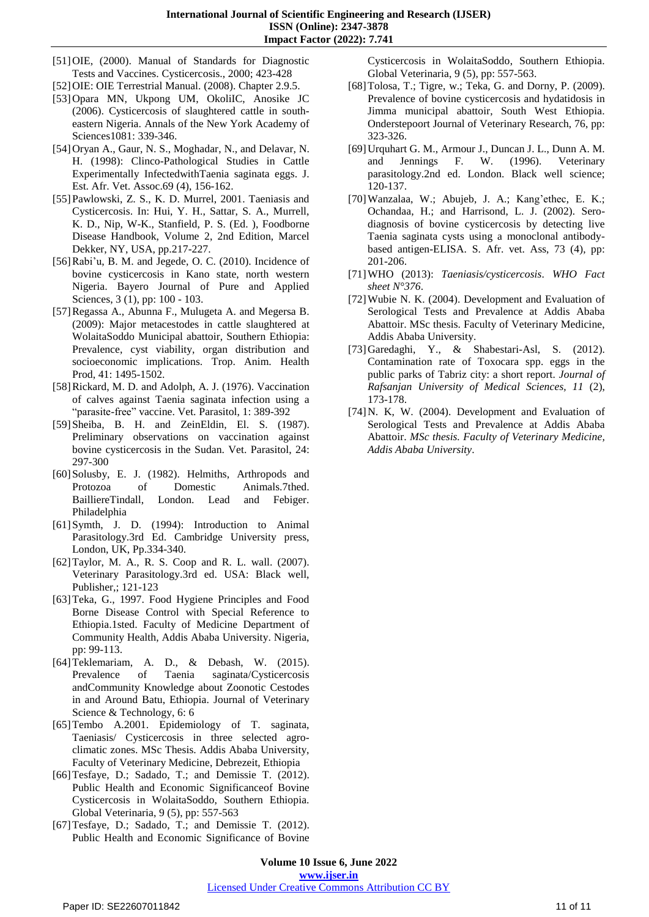[51] OIE, (2000). Manual of Standards for Diagnostic Tests and Vaccines. Cysticercosis., 2000; 423-428

[52] OIE: OIE Terrestrial Manual. (2008). Chapter 2.9.5.

[53] Opara MN, Ukpong UM, OkoliIC, Anosike JC (2006). Cysticercosis of slaughtered cattle in south-eastern Nigeria. Annals of the New York Academy of Sciences1081: 339-346.

[54] Oryan A., Gaur, N. S., Moghadar, N., and Delavar, N. H. (1998): Clinco-Pathological Studies in Cattle Experimentally InfectedwithTaenia saginata eggs. J. Est. Afr. Vet. Assoc.69 (4), 156-162.

[55] Pawlowski, Z. S., K. D. Murrel, 2001. Taeniasis and Cysticercosis. In: Hui, Y. H., Sattar, S. A., Murrell, K. D., Nip, W-K., Stanfield, P. S. (Ed. ), Foodborne Disease Handbook, Volume 2, 2nd Edition, Marcel Dekker, NY, USA, pp.217-227.

[56] Rabi'u, B. M. and Jegede, O. C. (2010). Incidence of bovine cysticercosis in Kano state, north western Nigeria. Bayero Journal of Pure and Applied Sciences, 3 (1), pp: 100 - 103.

[57] Regassa A., Abunna F., Mulugeta A. and Megersa B. (2009): Major metacestodes in cattle slaughtered at WolaitaSoddo Municipal abattoir, Southern Ethiopia: Prevalence, cyst viability, organ distribution and socioeconomic implications. Trop. Anim. Health Prod, 41: 1495-1502.

[58] Rickard, M. D. and Adolph, A. J. (1976). Vaccination of calves against Taenia saginata infection using a "parasite-free" vaccine. Vet. Parasitol, 1: 389-392

[59] Sheiba, B. H. and ZeinEldin, El. S. (1987). Preliminary observations on vaccination against bovine cysticercosis in the Sudan. Vet. Parasitol, 24: 297-300

[60] Solusby, E. J. (1982). Helmiths, Arthropods and Protozoa of Domestic Animals.7thed. BailliereTindall, London. Lead and Febiger. Philadelphia

[61] Symth, J. D. (1994): Introduction to Animal Parasitology.3rd Ed. Cambridge University press, London, UK, Pp.334-340.

[62] Taylor, M. A., R. S. Coop and R. L. wall. (2007). Veterinary Parasitology.3rd ed. USA: Black well, Publisher,; 121-123

[63] Teka, G., 1997. Food Hygiene Principles and Food Borne Disease Control with Special Reference to Ethiopia.1sted. Faculty of Medicine Department of Community Health, Addis Ababa University. Nigeria, pp: 99-113.

[64] Teklemariam, A. D., & Debash, W. (2015). Prevalence of Taenia saginata/Cysticercosis andCommunity Knowledge about Zoonotic Cestodes in and Around Batu, Ethiopia. Journal of Veterinary Science & Technology, 6: 6

[65] Tembo A.2001. Epidemiology of T. saginata, Taeniasis/ Cysticercosis in three selected agro-climatic zones. MSc Thesis. Addis Ababa University, Faculty of Veterinary Medicine, Debrezeit, Ethiopia

[66] Tesfaye, D.; Sadado, T.; and Demissie T. (2012). Public Health and Economic Significanceof Bovine Cysticercosis in WolaitaSoddo, Southern Ethiopia. Global Veterinaria, 9 (5), pp: 557-563

[67] Tesfaye, D.; Sadado, T.; and Demissie T. (2012). Public Health and Economic Significance of Bovine Cysticercosis in WolaitaSoddo, Southern Ethiopia. Global Veterinaria, 9 (5), pp: 557-563.

[68] Tolosa, T.; Tigre, w.; Teka, G. and Dorny, P. (2009). Prevalence of bovine cysticercosis and hydatidosis in Jimma municipal abattoir, South West Ethiopia. Onderstepoort Journal of Veterinary Research, 76, pp: 323-326.

[69] Urquhart G. M., Armour J., Duncan J. L., Dunn A. M. and Jennings F. W. (1996). Veterinary parasitology.2nd ed. London. Black well science; 120-137.

[70] Wanzalaa, W.; Abujeb, J. A.; Kang'ethec, E. K.; Ochandaa, H.; and Harrisond, L. J. (2002). Sero-diagnosis of bovine cysticercosis by detecting live Taenia saginata cysts using a monoclonal antibody-based antigen-ELISA. S. Afr. vet. Ass, 73 (4), pp: 201-206.

[71] WHO (2013): *Taeniasis/cysticercosis*. *WHO Fact sheet N°376*.

[72] Wubie N. K. (2004). Development and Evaluation of Serological Tests and Prevalence at Addis Ababa Abattoir. MSc thesis. Faculty of Veterinary Medicine, Addis Ababa University.

[73] Garedaghi, Y., & Shabestari-Asl, S. (2012). Contamination rate of Toxocara spp. eggs in the public parks of Tabriz city: a short report. *Journal of Rafsanjan University of Medical Sciences, 11* (2), 173-178.

[74] N. K, W. (2004). Development and Evaluation of Serological Tests and Prevalence at Addis Ababa Abattoir. *MSc thesis. Faculty of Veterinary Medicine, Addis Ababa University*.